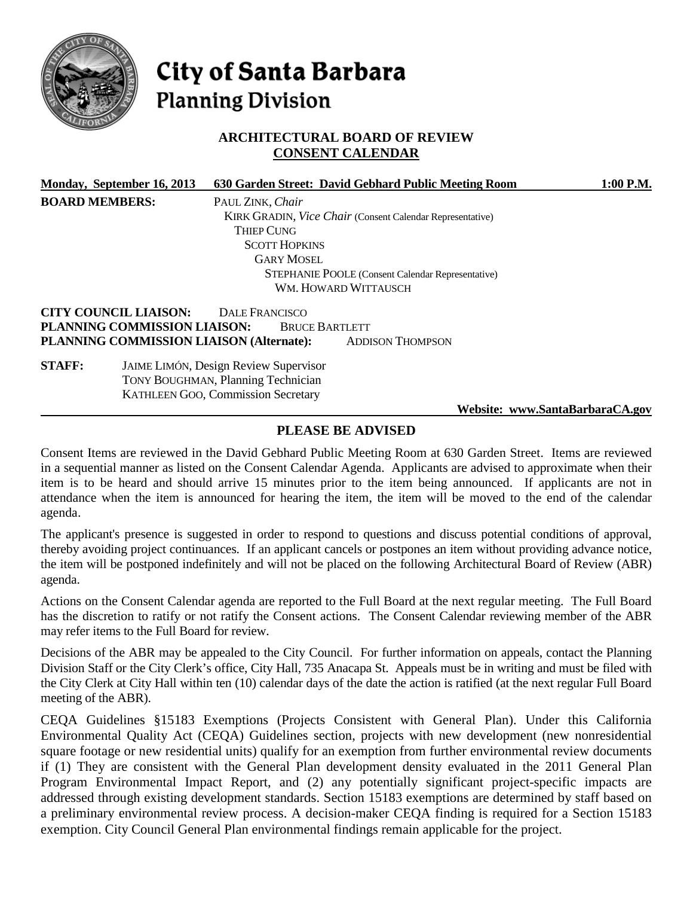# City of Santa Barbara
## Planning Division

### ARCHITECTURAL BOARD OF REVIEW
### CONSENT CALENDAR

**Monday, September 16, 2013 630 Garden Street: David Gebhard Public Meeting Room 1:00 P.M.**

**BOARD MEMBERS:**
PAUL ZINK, *Chair*
KIRK GRADIN, *Vice Chair* (Consent Calendar Representative)
THIEP CUNG
SCOTT HOPKINS
GARY MOSEL
STEPHANIE POOLE (Consent Calendar Representative)
WM. HOWARD WITTAUSCH

**CITY COUNCIL LIAISON:** DALE FRANCISCO
**PLANNING COMMISSION LIAISON:** BRUCE BARTLETT
**PLANNING COMMISSION LIAISON (Alternate):** ADDISON THOMPSON

**STAFF:**
JAIME LIMÓN, Design Review Supervisor
TONY BOUGHMAN, Planning Technician
KATHLEEN GOO, Commission Secretary

**Website: www.SantaBarbaraCA.gov**

## PLEASE BE ADVISED

Consent Items are reviewed in the David Gebhard Public Meeting Room at 630 Garden Street. Items are reviewed in a sequential manner as listed on the Consent Calendar Agenda. Applicants are advised to approximate when their item is to be heard and should arrive 15 minutes prior to the item being announced. If applicants are not in attendance when the item is announced for hearing the item, the item will be moved to the end of the calendar agenda.

The applicant's presence is suggested in order to respond to questions and discuss potential conditions of approval, thereby avoiding project continuances. If an applicant cancels or postpones an item without providing advance notice, the item will be postponed indefinitely and will not be placed on the following Architectural Board of Review (ABR) agenda.

Actions on the Consent Calendar agenda are reported to the Full Board at the next regular meeting. The Full Board has the discretion to ratify or not ratify the Consent actions. The Consent Calendar reviewing member of the ABR may refer items to the Full Board for review.

Decisions of the ABR may be appealed to the City Council. For further information on appeals, contact the Planning Division Staff or the City Clerk's office, City Hall, 735 Anacapa St. Appeals must be in writing and must be filed with the City Clerk at City Hall within ten (10) calendar days of the date the action is ratified (at the next regular Full Board meeting of the ABR).

CEQA Guidelines §15183 Exemptions (Projects Consistent with General Plan). Under this California Environmental Quality Act (CEQA) Guidelines section, projects with new development (new nonresidential square footage or new residential units) qualify for an exemption from further environmental review documents if (1) They are consistent with the General Plan development density evaluated in the 2011 General Plan Program Environmental Impact Report, and (2) any potentially significant project-specific impacts are addressed through existing development standards. Section 15183 exemptions are determined by staff based on a preliminary environmental review process. A decision-maker CEQA finding is required for a Section 15183 exemption. City Council General Plan environmental findings remain applicable for the project.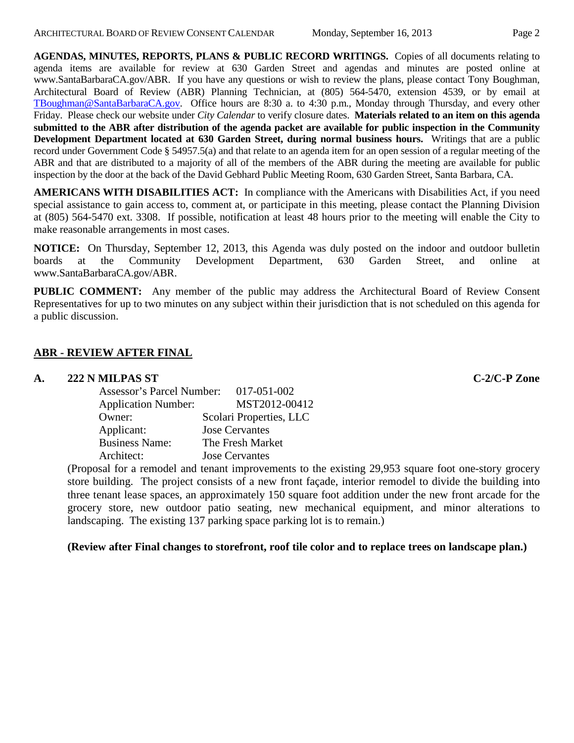**AGENDAS, MINUTES, REPORTS, PLANS & PUBLIC RECORD WRITINGS.** Copies of all documents relating to agenda items are available for review at 630 Garden Street and agendas and minutes are posted online at www.SantaBarbaraCA.gov/ABR. If you have any questions or wish to review the plans, please contact Tony Boughman, Architectural Board of Review (ABR) Planning Technician, at (805) 564-5470, extension 4539, or by email at TBoughman@SantaBarbaraCA.gov. Office hours are 8:30 a. to 4:30 p.m., Monday through Thursday, and every other Friday. Please check our website under *City Calendar* to verify closure dates. **Materials related to an item on this agenda submitted to the ABR after distribution of the agenda packet are available for public inspection in the Community Development Department located at 630 Garden Street, during normal business hours.** Writings that are a public record under Government Code § 54957.5(a) and that relate to an agenda item for an open session of a regular meeting of the ABR and that are distributed to a majority of all of the members of the ABR during the meeting are available for public inspection by the door at the back of the David Gebhard Public Meeting Room, 630 Garden Street, Santa Barbara, CA.

**AMERICANS WITH DISABILITIES ACT:** In compliance with the Americans with Disabilities Act, if you need special assistance to gain access to, comment at, or participate in this meeting, please contact the Planning Division at (805) 564-5470 ext. 3308. If possible, notification at least 48 hours prior to the meeting will enable the City to make reasonable arrangements in most cases.

**NOTICE:** On Thursday, September 12, 2013, this Agenda was duly posted on the indoor and outdoor bulletin boards at the Community Development Department, 630 Garden Street, and online at www.SantaBarbaraCA.gov/ABR.

**PUBLIC COMMENT:** Any member of the public may address the Architectural Board of Review Consent Representatives for up to two minutes on any subject within their jurisdiction that is not scheduled on this agenda for a public discussion.

## ABR - REVIEW AFTER FINAL

**A. 222 N MILPAS ST** **C-2/C-P Zone**

Assessor's Parcel Number: 017-051-002
Application Number: MST2012-00412
Owner: Scolari Properties, LLC
Applicant: Jose Cervantes
Business Name: The Fresh Market
Architect: Jose Cervantes

(Proposal for a remodel and tenant improvements to the existing 29,953 square foot one-story grocery store building. The project consists of a new front façade, interior remodel to divide the building into three tenant lease spaces, an approximately 150 square foot addition under the new front arcade for the grocery store, new outdoor patio seating, new mechanical equipment, and minor alterations to landscaping. The existing 137 parking space parking lot is to remain.)

**(Review after Final changes to storefront, roof tile color and to replace trees on landscape plan.)**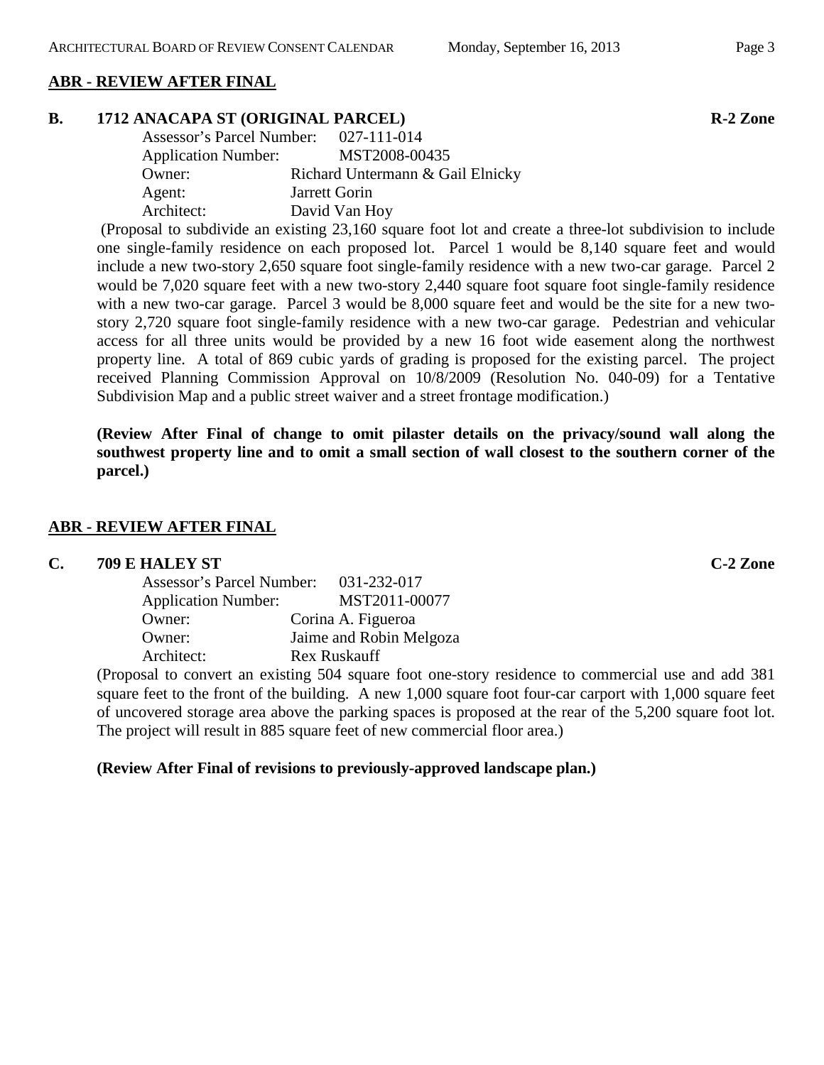## ABR - REVIEW AFTER FINAL

### B. 1712 ANACAPA ST (ORIGINAL PARCEL) — R-2 Zone

Assessor's Parcel Number: 027-111-014
Application Number: MST2008-00435
Owner: Richard Untermann & Gail Elnicky
Agent: Jarrett Gorin
Architect: David Van Hoy

(Proposal to subdivide an existing 23,160 square foot lot and create a three-lot subdivision to include one single-family residence on each proposed lot. Parcel 1 would be 8,140 square feet and would include a new two-story 2,650 square foot single-family residence with a new two-car garage. Parcel 2 would be 7,020 square feet with a new two-story 2,440 square foot square foot single-family residence with a new two-car garage. Parcel 3 would be 8,000 square feet and would be the site for a new two-story 2,720 square foot single-family residence with a new two-car garage. Pedestrian and vehicular access for all three units would be provided by a new 16 foot wide easement along the northwest property line. A total of 869 cubic yards of grading is proposed for the existing parcel. The project received Planning Commission Approval on 10/8/2009 (Resolution No. 040-09) for a Tentative Subdivision Map and a public street waiver and a street frontage modification.)

**(Review After Final of change to omit pilaster details on the privacy/sound wall along the southwest property line and to omit a small section of wall closest to the southern corner of the parcel.)**

## ABR - REVIEW AFTER FINAL

### C. 709 E HALEY ST — C-2 Zone

Assessor's Parcel Number: 031-232-017
Application Number: MST2011-00077
Owner: Corina A. Figueroa
Owner: Jaime and Robin Melgoza
Architect: Rex Ruskauff

(Proposal to convert an existing 504 square foot one-story residence to commercial use and add 381 square feet to the front of the building. A new 1,000 square foot four-car carport with 1,000 square feet of uncovered storage area above the parking spaces is proposed at the rear of the 5,200 square foot lot. The project will result in 885 square feet of new commercial floor area.)

**(Review After Final of revisions to previously-approved landscape plan.)**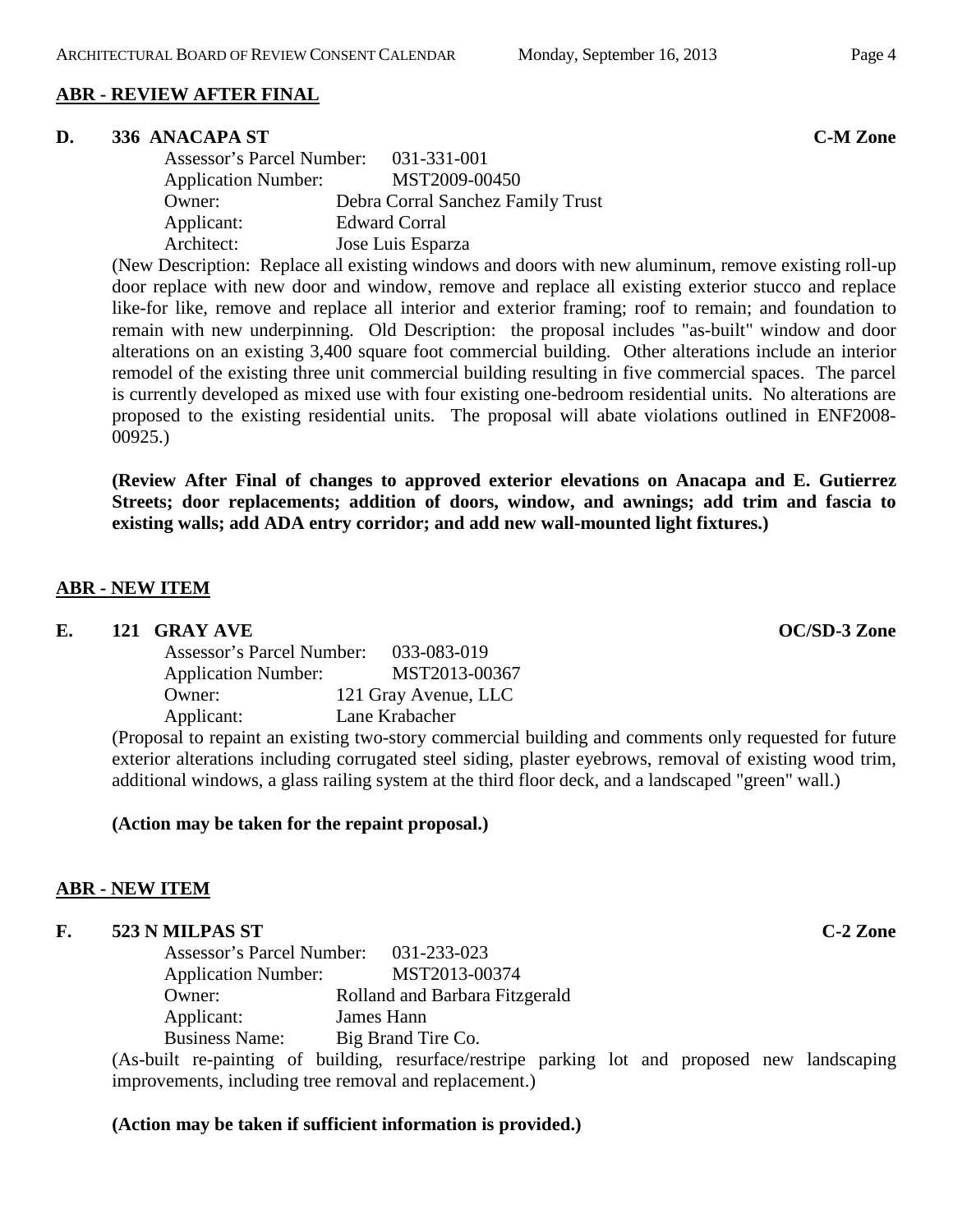## ABR - REVIEW AFTER FINAL

**D. 336 ANACAPA ST C-M Zone**

Assessor's Parcel Number: 031-331-001
Application Number: MST2009-00450
Owner: Debra Corral Sanchez Family Trust
Applicant: Edward Corral
Architect: Jose Luis Esparza

(New Description: Replace all existing windows and doors with new aluminum, remove existing roll-up door replace with new door and window, remove and replace all existing exterior stucco and replace like-for like, remove and replace all interior and exterior framing; roof to remain; and foundation to remain with new underpinning. Old Description: the proposal includes "as-built" window and door alterations on an existing 3,400 square foot commercial building. Other alterations include an interior remodel of the existing three unit commercial building resulting in five commercial spaces. The parcel is currently developed as mixed use with four existing one-bedroom residential units. No alterations are proposed to the existing residential units. The proposal will abate violations outlined in ENF2008-00925.)

**(Review After Final of changes to approved exterior elevations on Anacapa and E. Gutierrez Streets; door replacements; addition of doors, window, and awnings; add trim and fascia to existing walls; add ADA entry corridor; and add new wall-mounted light fixtures.)**

## ABR - NEW ITEM

**E. 121 GRAY AVE OC/SD-3 Zone**

Assessor's Parcel Number: 033-083-019
Application Number: MST2013-00367
Owner: 121 Gray Avenue, LLC
Applicant: Lane Krabacher

(Proposal to repaint an existing two-story commercial building and comments only requested for future exterior alterations including corrugated steel siding, plaster eyebrows, removal of existing wood trim, additional windows, a glass railing system at the third floor deck, and a landscaped "green" wall.)

**(Action may be taken for the repaint proposal.)**

## ABR - NEW ITEM

**F. 523 N MILPAS ST C-2 Zone**

Assessor's Parcel Number: 031-233-023
Application Number: MST2013-00374
Owner: Rolland and Barbara Fitzgerald
Applicant: James Hann
Business Name: Big Brand Tire Co.

(As-built re-painting of building, resurface/restripe parking lot and proposed new landscaping improvements, including tree removal and replacement.)

**(Action may be taken if sufficient information is provided.)**